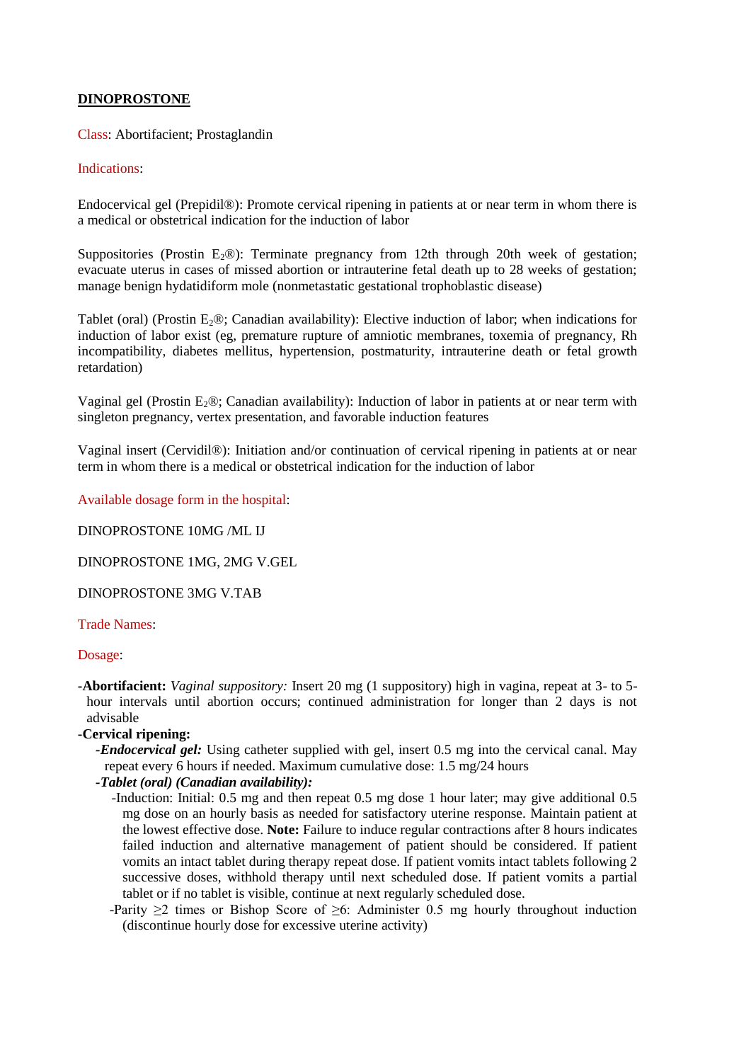# DINOPROSTONE

Class: Abortifacient; Prostaglandin

Indications:

Endocervical gel (Prepidil®): Promote cervical ripening in patients at or near term in whom there is a medical or obstetrical indication for the induction of labor

Suppositories (Prostin $E_2$®): Terminate pregnancy from 12th through 20th week of gestation; evacuate uterus in cases of missed abortion or intrauterine fetal death up to 28 weeks of gestation; manage benign hydatidiform mole (nonmetastatic gestational trophoblastic disease)

Tablet (oral) (Prostin $E_2$®; Canadian availability): Elective induction of labor; when indications for induction of labor exist (eg, premature rupture of amniotic membranes, toxemia of pregnancy, Rh incompatibility, diabetes mellitus, hypertension, postmaturity, intrauterine death or fetal growth retardation)

Vaginal gel (Prostin $E_2$®; Canadian availability): Induction of labor in patients at or near term with singleton pregnancy, vertex presentation, and favorable induction features

Vaginal insert (Cervidil®): Initiation and/or continuation of cervical ripening in patients at or near term in whom there is a medical or obstetrical indication for the induction of labor

Available dosage form in the hospital:

DINOPROSTONE 10MG /ML IJ

DINOPROSTONE 1MG, 2MG V.GEL

DINOPROSTONE 3MG V.TAB

Trade Names:

Dosage:

-**Abortifacient:** *Vaginal suppository:* Insert 20 mg (1 suppository) high in vagina, repeat at 3- to 5-hour intervals until abortion occurs; continued administration for longer than 2 days is not advisable

-**Cervical ripening:**

- ***Endocervical gel:*** Using catheter supplied with gel, insert 0.5 mg into the cervical canal. May repeat every 6 hours if needed. Maximum cumulative dose: 1.5 mg/24 hours
- ***Tablet (oral) (Canadian availability):***
  - Induction: Initial: 0.5 mg and then repeat 0.5 mg dose 1 hour later; may give additional 0.5 mg dose on an hourly basis as needed for satisfactory uterine response. Maintain patient at the lowest effective dose. **Note:** Failure to induce regular contractions after 8 hours indicates failed induction and alternative management of patient should be considered. If patient vomits an intact tablet during therapy repeat dose. If patient vomits intact tablets following 2 successive doses, withhold therapy until next scheduled dose. If patient vomits a partial tablet or if no tablet is visible, continue at next regularly scheduled dose.
  - Parity ≥2 times or Bishop Score of ≥6: Administer 0.5 mg hourly throughout induction (discontinue hourly dose for excessive uterine activity)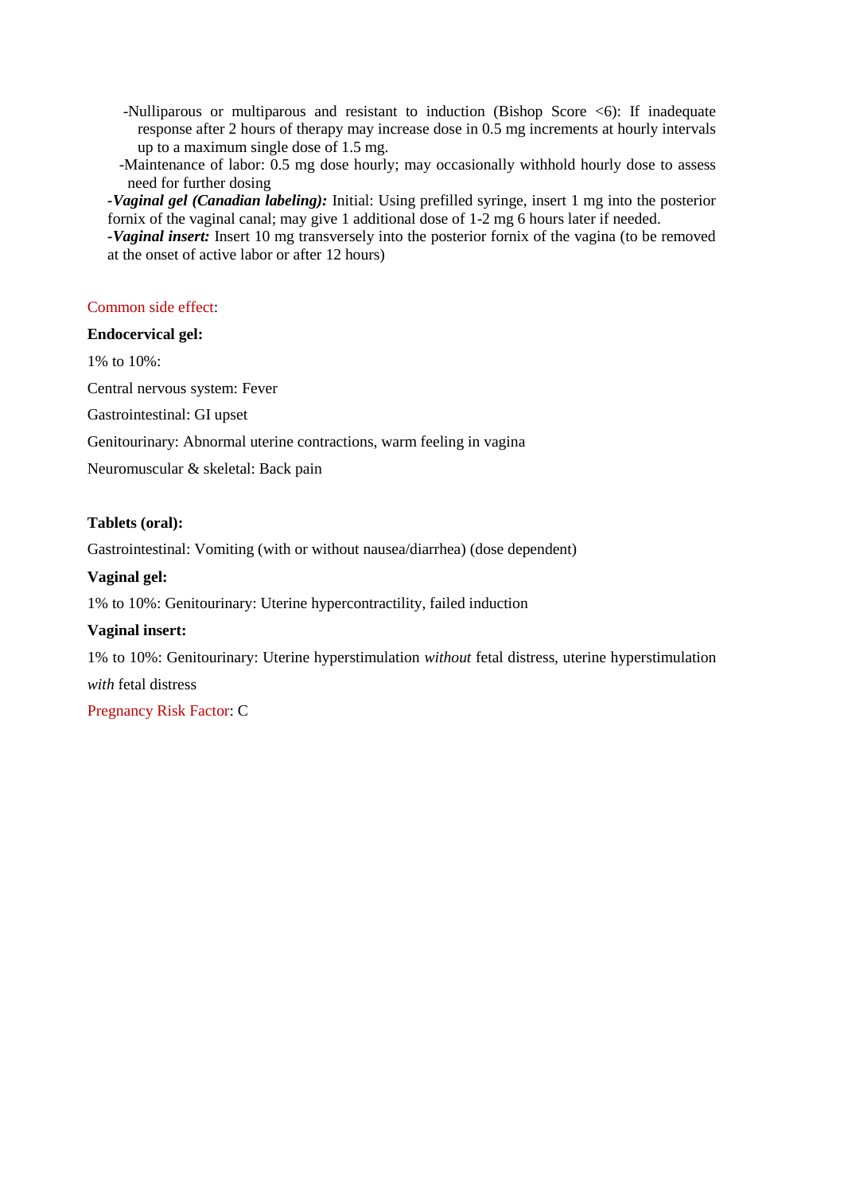- Nulliparous or multiparous and resistant to induction (Bishop Score <6): If inadequate response after 2 hours of therapy may increase dose in 0.5 mg increments at hourly intervals up to a maximum single dose of 1.5 mg.
- Maintenance of labor: 0.5 mg dose hourly; may occasionally withhold hourly dose to assess need for further dosing

***-Vaginal gel (Canadian labeling):*** Initial: Using prefilled syringe, insert 1 mg into the posterior fornix of the vaginal canal; may give 1 additional dose of 1-2 mg 6 hours later if needed.

***-Vaginal insert:*** Insert 10 mg transversely into the posterior fornix of the vagina (to be removed at the onset of active labor or after 12 hours)

Common side effect:

**Endocervical gel:**

1% to 10%:

Central nervous system: Fever

Gastrointestinal: GI upset

Genitourinary: Abnormal uterine contractions, warm feeling in vagina

Neuromuscular & skeletal: Back pain

**Tablets (oral):**

Gastrointestinal: Vomiting (with or without nausea/diarrhea) (dose dependent)

**Vaginal gel:**

1% to 10%: Genitourinary: Uterine hypercontractility, failed induction

**Vaginal insert:**

1% to 10%: Genitourinary: Uterine hyperstimulation *without* fetal distress, uterine hyperstimulation *with* fetal distress

Pregnancy Risk Factor: C